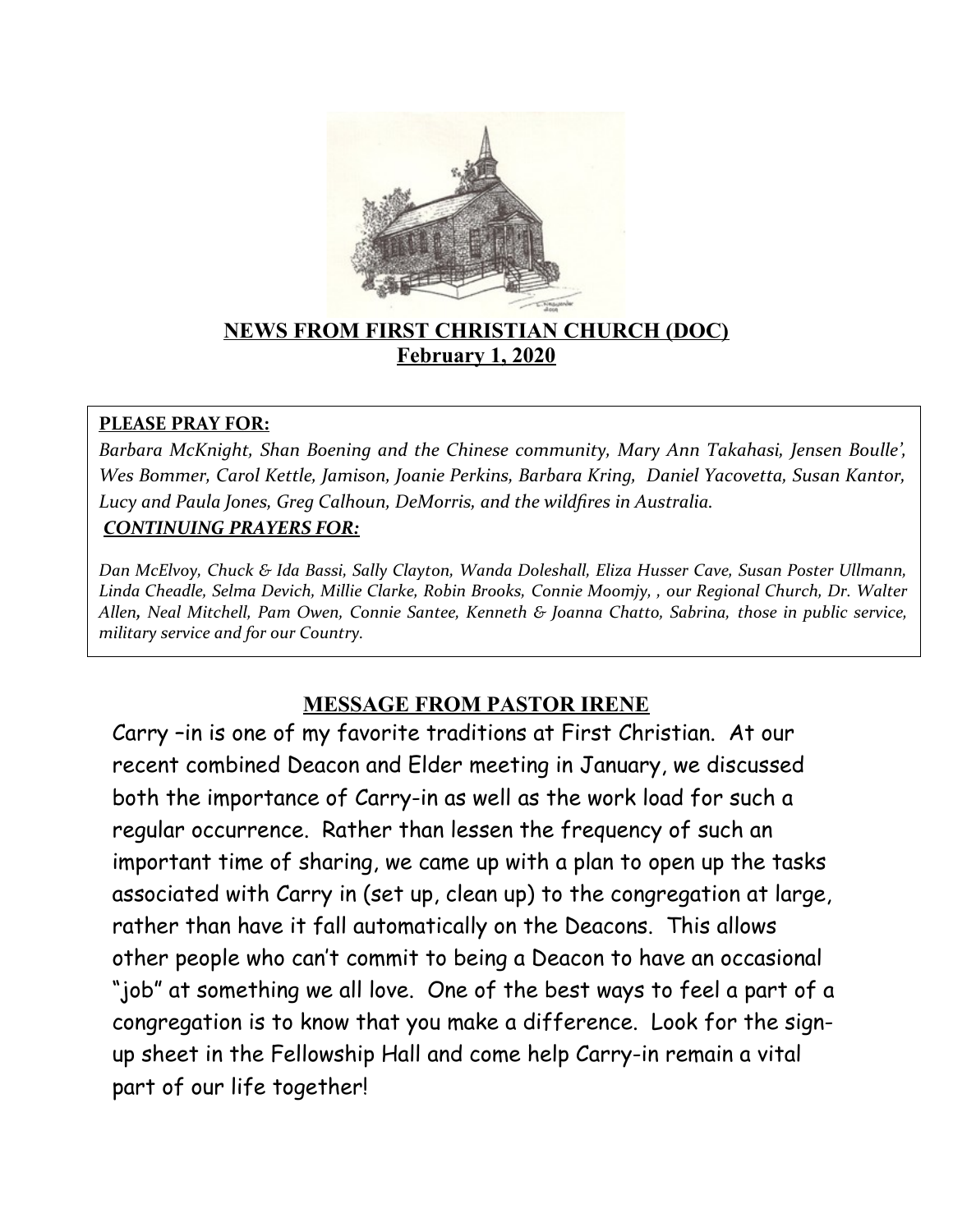# NEWS FROM FIRST CHRISTIAN CHURCH (DOC)

## February 1, 2020

**PLEASE PRAY FOR:**

*Barbara McKnight, Shan Boening and the Chinese community, Mary Ann Takahasi, Jensen Boulle', Wes Bommer, Carol Kettle, Jamison, Joanie Perkins, Barbara Kring, Daniel Yacovetta, Susan Kantor, Lucy and Paula Jones, Greg Calhoun, DeMorris, and the wildfires in Australia.*

***CONTINUING PRAYERS FOR:***

*Dan McElvoy, Chuck & Ida Bassi, Sally Clayton, Wanda Doleshall, Eliza Husser Cave, Susan Poster Ullmann, Linda Cheadle, Selma Devich, Millie Clarke, Robin Brooks, Connie Moomjy, , our Regional Church, Dr. Walter Allen, Neal Mitchell, Pam Owen, Connie Santee, Kenneth & Joanna Chatto, Sabrina, those in public service, military service and for our Country.*

## MESSAGE FROM PASTOR IRENE

Carry –in is one of my favorite traditions at First Christian. At our recent combined Deacon and Elder meeting in January, we discussed both the importance of Carry-in as well as the work load for such a regular occurrence. Rather than lessen the frequency of such an important time of sharing, we came up with a plan to open up the tasks associated with Carry in (set up, clean up) to the congregation at large, rather than have it fall automatically on the Deacons. This allows other people who can't commit to being a Deacon to have an occasional "job" at something we all love. One of the best ways to feel a part of a congregation is to know that you make a difference. Look for the sign-up sheet in the Fellowship Hall and come help Carry-in remain a vital part of our life together!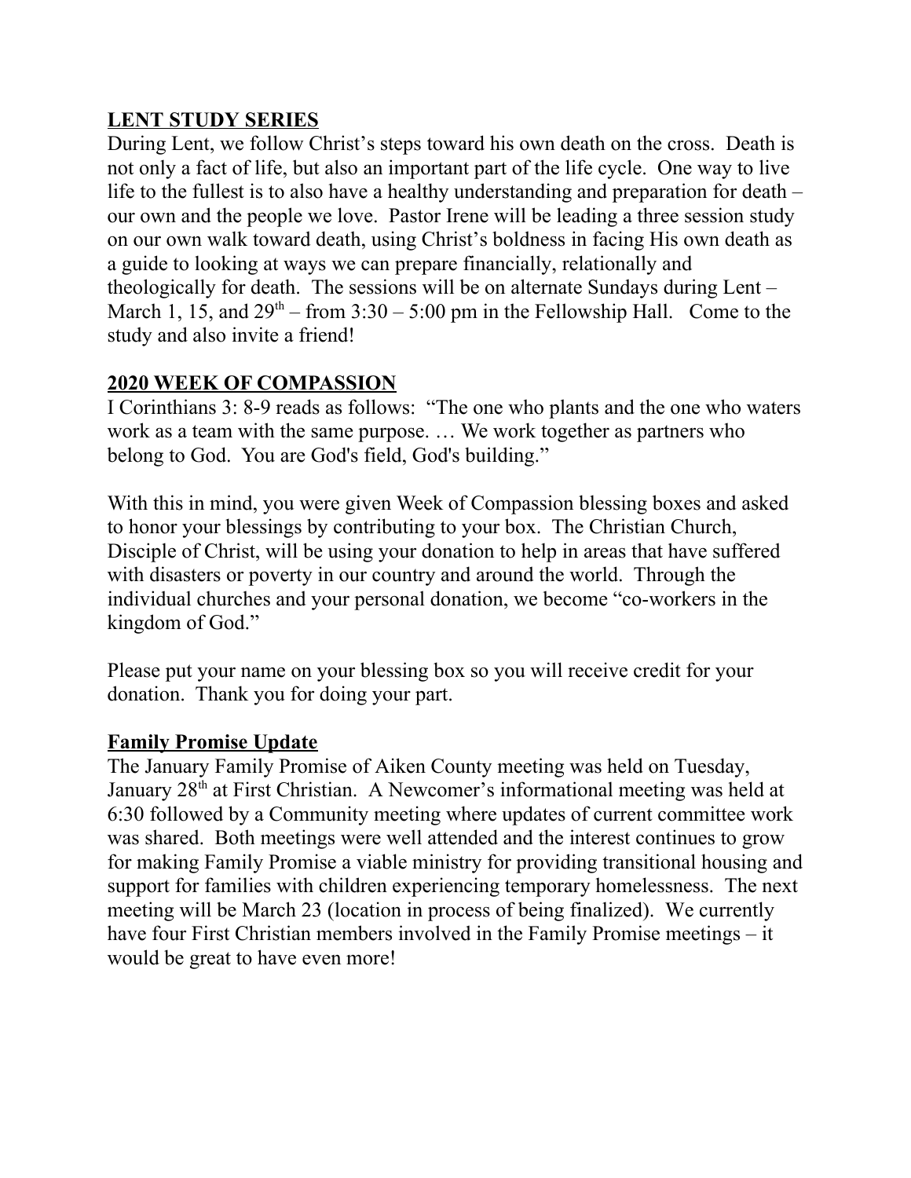## LENT STUDY SERIES

During Lent, we follow Christ's steps toward his own death on the cross. Death is not only a fact of life, but also an important part of the life cycle. One way to live life to the fullest is to also have a healthy understanding and preparation for death – our own and the people we love. Pastor Irene will be leading a three session study on our own walk toward death, using Christ's boldness in facing His own death as a guide to looking at ways we can prepare financially, relationally and theologically for death. The sessions will be on alternate Sundays during Lent – March 1, 15, and 29th – from 3:30 – 5:00 pm in the Fellowship Hall. Come to the study and also invite a friend!

## 2020 WEEK OF COMPASSION

I Corinthians 3: 8-9 reads as follows: "The one who plants and the one who waters work as a team with the same purpose. … We work together as partners who belong to God. You are God's field, God's building."

With this in mind, you were given Week of Compassion blessing boxes and asked to honor your blessings by contributing to your box. The Christian Church, Disciple of Christ, will be using your donation to help in areas that have suffered with disasters or poverty in our country and around the world. Through the individual churches and your personal donation, we become "co-workers in the kingdom of God."

Please put your name on your blessing box so you will receive credit for your donation. Thank you for doing your part.

## Family Promise Update

The January Family Promise of Aiken County meeting was held on Tuesday, January 28th at First Christian. A Newcomer's informational meeting was held at 6:30 followed by a Community meeting where updates of current committee work was shared. Both meetings were well attended and the interest continues to grow for making Family Promise a viable ministry for providing transitional housing and support for families with children experiencing temporary homelessness. The next meeting will be March 23 (location in process of being finalized). We currently have four First Christian members involved in the Family Promise meetings – it would be great to have even more!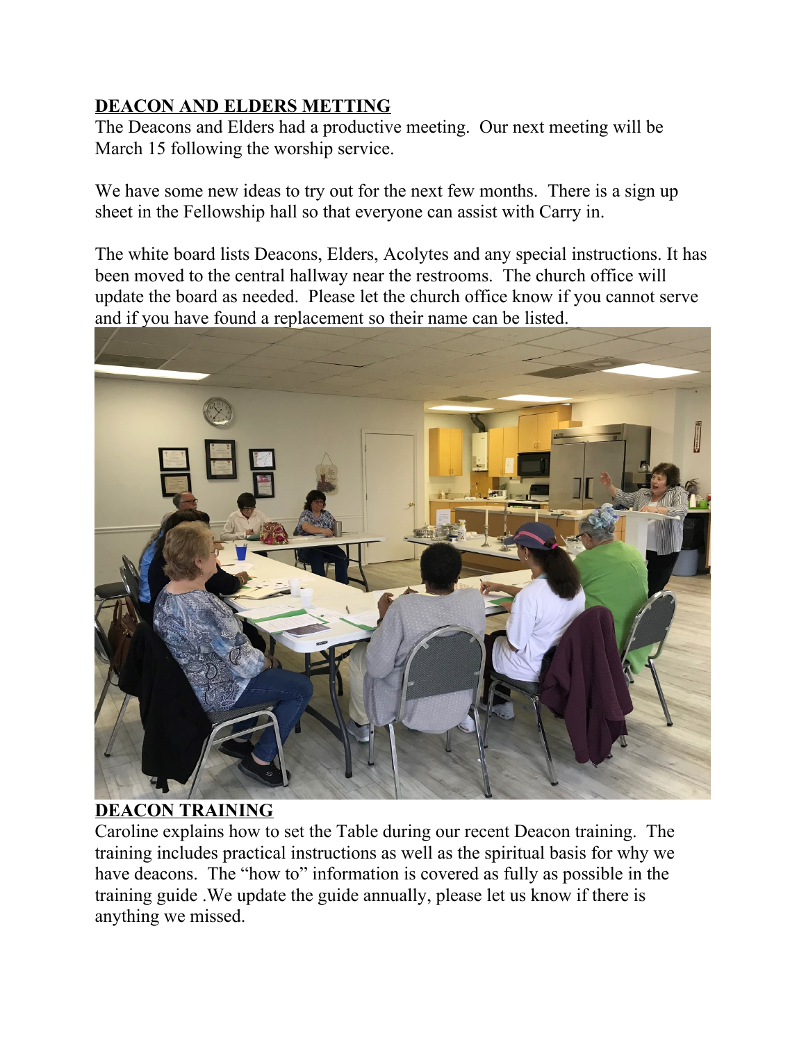**DEACON AND ELDERS METTING**

The Deacons and Elders had a productive meeting. Our next meeting will be March 15 following the worship service.

We have some new ideas to try out for the next few months. There is a sign up sheet in the Fellowship hall so that everyone can assist with Carry in.

The white board lists Deacons, Elders, Acolytes and any special instructions. It has been moved to the central hallway near the restrooms. The church office will update the board as needed. Please let the church office know if you cannot serve and if you have found a replacement so their name can be listed.

**DEACON TRAINING**

Caroline explains how to set the Table during our recent Deacon training. The training includes practical instructions as well as the spiritual basis for why we have deacons. The "how to" information is covered as fully as possible in the training guide .We update the guide annually, please let us know if there is anything we missed.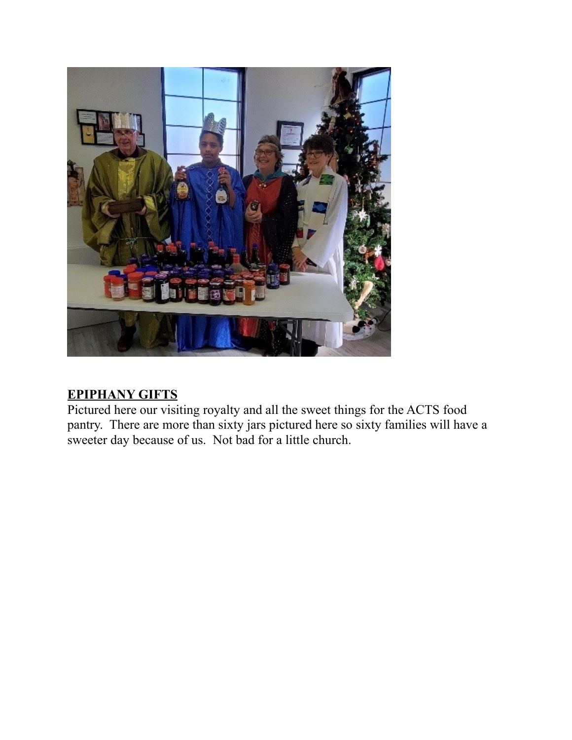**EPIPHANY GIFTS**

Pictured here our visiting royalty and all the sweet things for the ACTS food pantry. There are more than sixty jars pictured here so sixty families will have a sweeter day because of us. Not bad for a little church.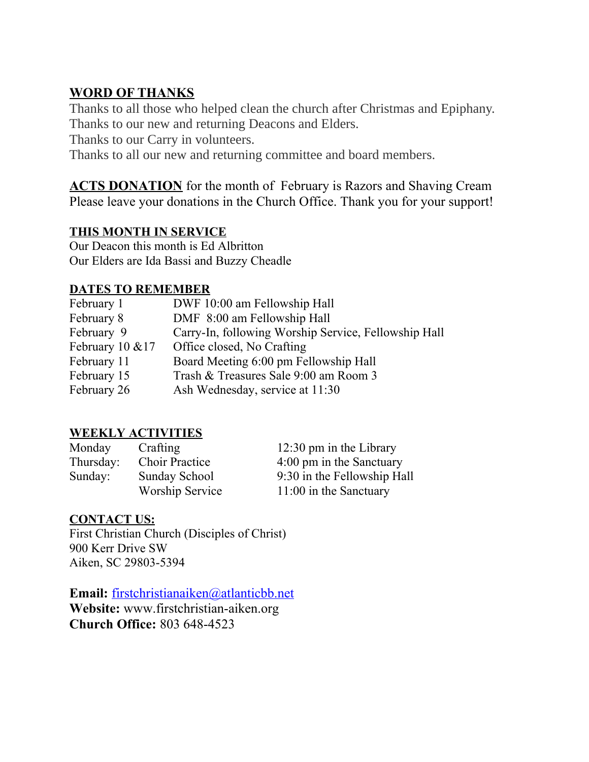**WORD OF THANKS**

Thanks to all those who helped clean the church after Christmas and Epiphany.
Thanks to our new and returning Deacons and Elders.
Thanks to our Carry in volunteers.
Thanks to all our new and returning committee and board members.

**ACTS DONATION** for the month of February is Razors and Shaving Cream
Please leave your donations in the Church Office. Thank you for your support!

**THIS MONTH IN SERVICE**

Our Deacon this month is Ed Albritton
Our Elders are Ida Bassi and Buzzy Cheadle

**DATES TO REMEMBER**

| | |
|---|---|
| February 1 | DWF 10:00 am Fellowship Hall |
| February 8 | DMF 8:00 am Fellowship Hall |
| February 9 | Carry-In, following Worship Service, Fellowship Hall |
| February 10 &17 | Office closed, No Crafting |
| February 11 | Board Meeting 6:00 pm Fellowship Hall |
| February 15 | Trash & Treasures Sale 9:00 am Room 3 |
| February 26 | Ash Wednesday, service at 11:30 |

**WEEKLY ACTIVITIES**

| | | |
|---|---|---|
| Monday | Crafting | 12:30 pm in the Library |
| Thursday: | Choir Practice | 4:00 pm in the Sanctuary |
| Sunday: | Sunday School | 9:30 in the Fellowship Hall |
| | Worship Service | 11:00 in the Sanctuary |

**CONTACT US:**

First Christian Church (Disciples of Christ)
900 Kerr Drive SW
Aiken, SC 29803-5394

**Email:** firstchristianaiken@atlanticbb.net
**Website:** www.firstchristian-aiken.org
**Church Office:** 803 648-4523